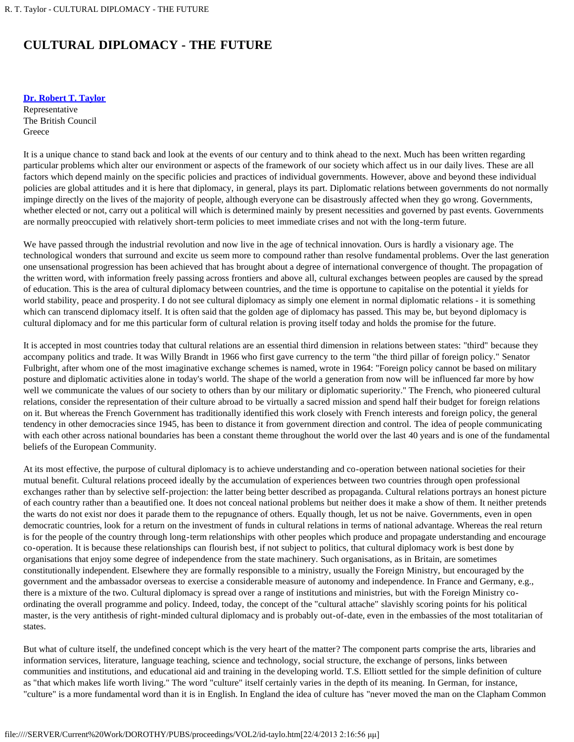# CULTURAL DIPLOMACY - THE FUTURE

**Dr. Robert T. Taylor**
Representative
The British Council
Greece

It is a unique chance to stand back and look at the events of our century and to think ahead to the next. Much has been written regarding particular problems which alter our environment or aspects of the framework of our society which affect us in our daily lives. These are all factors which depend mainly on the specific policies and practices of individual governments. However, above and beyond these individual policies are global attitudes and it is here that diplomacy, in general, plays its part. Diplomatic relations between governments do not normally impinge directly on the lives of the majority of people, although everyone can be disastrously affected when they go wrong. Governments, whether elected or not, carry out a political will which is determined mainly by present necessities and governed by past events. Governments are normally preoccupied with relatively short-term policies to meet immediate crises and not with the long-term future.

We have passed through the industrial revolution and now live in the age of technical innovation. Ours is hardly a visionary age. The technological wonders that surround and excite us seem more to compound rather than resolve fundamental problems. Over the last generation one unsensational progression has been achieved that has brought about a degree of international convergence of thought. The propagation of the written word, with information freely passing across frontiers and above all, cultural exchanges between peoples are caused by the spread of education. This is the area of cultural diplomacy between countries, and the time is opportune to capitalise on the potential it yields for world stability, peace and prosperity. I do not see cultural diplomacy as simply one element in normal diplomatic relations - it is something which can transcend diplomacy itself. It is often said that the golden age of diplomacy has passed. This may be, but beyond diplomacy is cultural diplomacy and for me this particular form of cultural relation is proving itself today and holds the promise for the future.

It is accepted in most countries today that cultural relations are an essential third dimension in relations between states: "third" because they accompany politics and trade. It was Willy Brandt in 1966 who first gave currency to the term "the third pillar of foreign policy." Senator Fulbright, after whom one of the most imaginative exchange schemes is named, wrote in 1964: "Foreign policy cannot be based on military posture and diplomatic activities alone in today's world. The shape of the world a generation from now will be influenced far more by how well we communicate the values of our society to others than by our military or diplomatic superiority." The French, who pioneered cultural relations, consider the representation of their culture abroad to be virtually a sacred mission and spend half their budget for foreign relations on it. But whereas the French Government has traditionally identified this work closely with French interests and foreign policy, the general tendency in other democracies since 1945, has been to distance it from government direction and control. The idea of people communicating with each other across national boundaries has been a constant theme throughout the world over the last 40 years and is one of the fundamental beliefs of the European Community.

At its most effective, the purpose of cultural diplomacy is to achieve understanding and co-operation between national societies for their mutual benefit. Cultural relations proceed ideally by the accumulation of experiences between two countries through open professional exchanges rather than by selective self-projection: the latter being better described as propaganda. Cultural relations portrays an honest picture of each country rather than a beautified one. It does not conceal national problems but neither does it make a show of them. It neither pretends the warts do not exist nor does it parade them to the repugnance of others. Equally though, let us not be naive. Governments, even in open democratic countries, look for a return on the investment of funds in cultural relations in terms of national advantage. Whereas the real return is for the people of the country through long-term relationships with other peoples which produce and propagate understanding and encourage co-operation. It is because these relationships can flourish best, if not subject to politics, that cultural diplomacy work is best done by organisations that enjoy some degree of independence from the state machinery. Such organisations, as in Britain, are sometimes constitutionally independent. Elsewhere they are formally responsible to a ministry, usually the Foreign Ministry, but encouraged by the government and the ambassador overseas to exercise a considerable measure of autonomy and independence. In France and Germany, e.g., there is a mixture of the two. Cultural diplomacy is spread over a range of institutions and ministries, but with the Foreign Ministry co-ordinating the overall programme and policy. Indeed, today, the concept of the "cultural attache" slavishly scoring points for his political master, is the very antithesis of right-minded cultural diplomacy and is probably out-of-date, even in the embassies of the most totalitarian of states.

But what of culture itself, the undefined concept which is the very heart of the matter? The component parts comprise the arts, libraries and information services, literature, language teaching, science and technology, social structure, the exchange of persons, links between communities and institutions, and educational aid and training in the developing world. T.S. Elliott settled for the simple definition of culture as "that which makes life worth living." The word "culture" itself certainly varies in the depth of its meaning. In German, for instance, "culture" is a more fundamental word than it is in English. In England the idea of culture has "never moved the man on the Clapham Common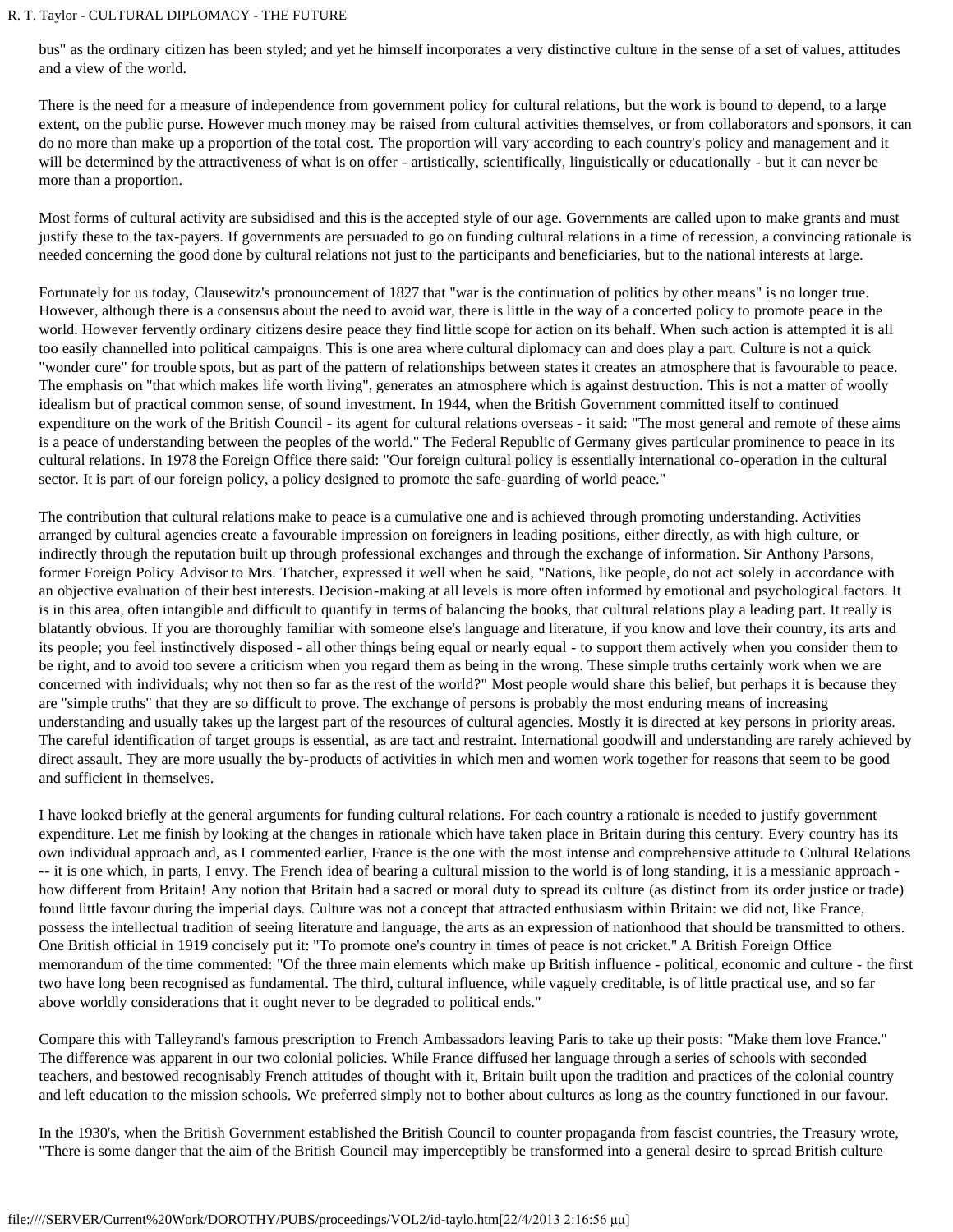bus" as the ordinary citizen has been styled; and yet he himself incorporates a very distinctive culture in the sense of a set of values, attitudes and a view of the world.

There is the need for a measure of independence from government policy for cultural relations, but the work is bound to depend, to a large extent, on the public purse. However much money may be raised from cultural activities themselves, or from collaborators and sponsors, it can do no more than make up a proportion of the total cost. The proportion will vary according to each country's policy and management and it will be determined by the attractiveness of what is on offer - artistically, scientifically, linguistically or educationally - but it can never be more than a proportion.

Most forms of cultural activity are subsidised and this is the accepted style of our age. Governments are called upon to make grants and must justify these to the tax-payers. If governments are persuaded to go on funding cultural relations in a time of recession, a convincing rationale is needed concerning the good done by cultural relations not just to the participants and beneficiaries, but to the national interests at large.

Fortunately for us today, Clausewitz's pronouncement of 1827 that "war is the continuation of politics by other means" is no longer true. However, although there is a consensus about the need to avoid war, there is little in the way of a concerted policy to promote peace in the world. However fervently ordinary citizens desire peace they find little scope for action on its behalf. When such action is attempted it is all too easily channelled into political campaigns. This is one area where cultural diplomacy can and does play a part. Culture is not a quick "wonder cure" for trouble spots, but as part of the pattern of relationships between states it creates an atmosphere that is favourable to peace. The emphasis on "that which makes life worth living", generates an atmosphere which is against destruction. This is not a matter of woolly idealism but of practical common sense, of sound investment. In 1944, when the British Government committed itself to continued expenditure on the work of the British Council - its agent for cultural relations overseas - it said: "The most general and remote of these aims is a peace of understanding between the peoples of the world." The Federal Republic of Germany gives particular prominence to peace in its cultural relations. In 1978 the Foreign Office there said: "Our foreign cultural policy is essentially international co-operation in the cultural sector. It is part of our foreign policy, a policy designed to promote the safe-guarding of world peace."

The contribution that cultural relations make to peace is a cumulative one and is achieved through promoting understanding. Activities arranged by cultural agencies create a favourable impression on foreigners in leading positions, either directly, as with high culture, or indirectly through the reputation built up through professional exchanges and through the exchange of information. Sir Anthony Parsons, former Foreign Policy Advisor to Mrs. Thatcher, expressed it well when he said, "Nations, like people, do not act solely in accordance with an objective evaluation of their best interests. Decision-making at all levels is more often informed by emotional and psychological factors. It is in this area, often intangible and difficult to quantify in terms of balancing the books, that cultural relations play a leading part. It really is blatantly obvious. If you are thoroughly familiar with someone else's language and literature, if you know and love their country, its arts and its people; you feel instinctively disposed - all other things being equal or nearly equal - to support them actively when you consider them to be right, and to avoid too severe a criticism when you regard them as being in the wrong. These simple truths certainly work when we are concerned with individuals; why not then so far as the rest of the world?" Most people would share this belief, but perhaps it is because they are "simple truths" that they are so difficult to prove. The exchange of persons is probably the most enduring means of increasing understanding and usually takes up the largest part of the resources of cultural agencies. Mostly it is directed at key persons in priority areas. The careful identification of target groups is essential, as are tact and restraint. International goodwill and understanding are rarely achieved by direct assault. They are more usually the by-products of activities in which men and women work together for reasons that seem to be good and sufficient in themselves.

I have looked briefly at the general arguments for funding cultural relations. For each country a rationale is needed to justify government expenditure. Let me finish by looking at the changes in rationale which have taken place in Britain during this century. Every country has its own individual approach and, as I commented earlier, France is the one with the most intense and comprehensive attitude to Cultural Relations -- it is one which, in parts, I envy. The French idea of bearing a cultural mission to the world is of long standing, it is a messianic approach - how different from Britain! Any notion that Britain had a sacred or moral duty to spread its culture (as distinct from its order justice or trade) found little favour during the imperial days. Culture was not a concept that attracted enthusiasm within Britain: we did not, like France, possess the intellectual tradition of seeing literature and language, the arts as an expression of nationhood that should be transmitted to others. One British official in 1919 concisely put it: "To promote one's country in times of peace is not cricket." A British Foreign Office memorandum of the time commented: "Of the three main elements which make up British influence - political, economic and culture - the first two have long been recognised as fundamental. The third, cultural influence, while vaguely creditable, is of little practical use, and so far above worldly considerations that it ought never to be degraded to political ends."

Compare this with Talleyrand's famous prescription to French Ambassadors leaving Paris to take up their posts: "Make them love France." The difference was apparent in our two colonial policies. While France diffused her language through a series of schools with seconded teachers, and bestowed recognisably French attitudes of thought with it, Britain built upon the tradition and practices of the colonial country and left education to the mission schools. We preferred simply not to bother about cultures as long as the country functioned in our favour.

In the 1930's, when the British Government established the British Council to counter propaganda from fascist countries, the Treasury wrote, "There is some danger that the aim of the British Council may imperceptibly be transformed into a general desire to spread British culture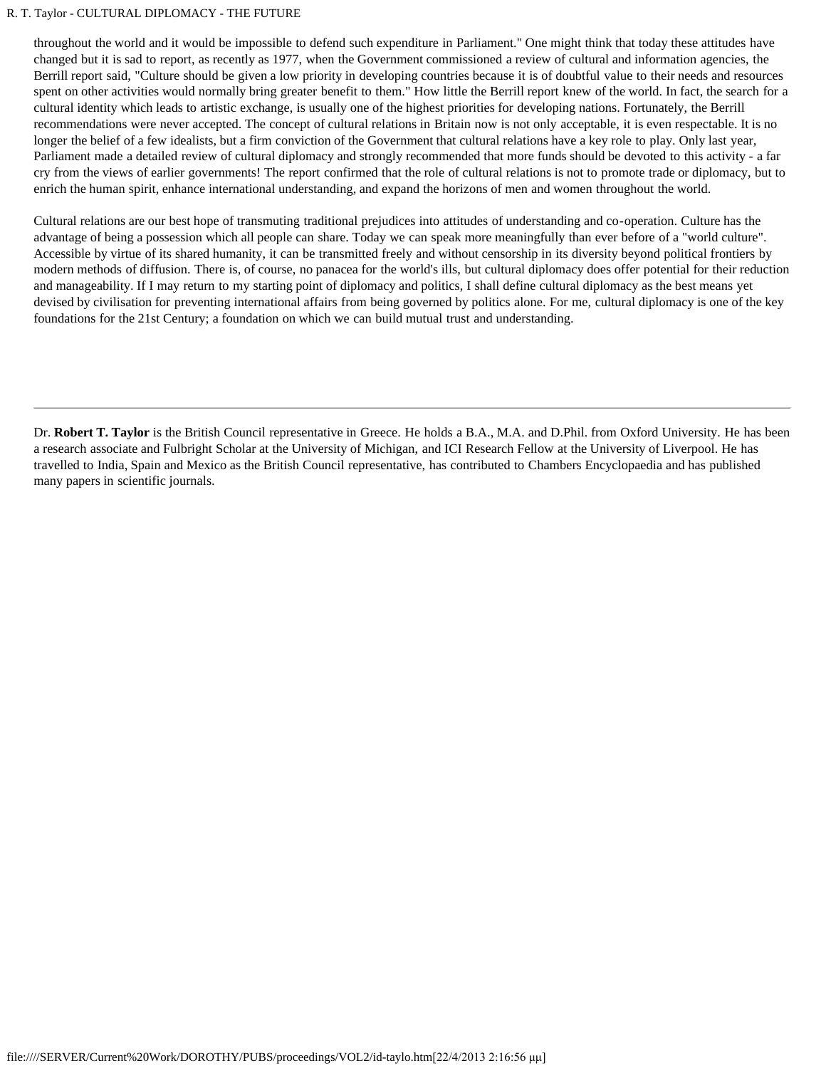throughout the world and it would be impossible to defend such expenditure in Parliament." One might think that today these attitudes have changed but it is sad to report, as recently as 1977, when the Government commissioned a review of cultural and information agencies, the Berrill report said, "Culture should be given a low priority in developing countries because it is of doubtful value to their needs and resources spent on other activities would normally bring greater benefit to them." How little the Berrill report knew of the world. In fact, the search for a cultural identity which leads to artistic exchange, is usually one of the highest priorities for developing nations. Fortunately, the Berrill recommendations were never accepted. The concept of cultural relations in Britain now is not only acceptable, it is even respectable. It is no longer the belief of a few idealists, but a firm conviction of the Government that cultural relations have a key role to play. Only last year, Parliament made a detailed review of cultural diplomacy and strongly recommended that more funds should be devoted to this activity - a far cry from the views of earlier governments! The report confirmed that the role of cultural relations is not to promote trade or diplomacy, but to enrich the human spirit, enhance international understanding, and expand the horizons of men and women throughout the world.

Cultural relations are our best hope of transmuting traditional prejudices into attitudes of understanding and co-operation. Culture has the advantage of being a possession which all people can share. Today we can speak more meaningfully than ever before of a "world culture". Accessible by virtue of its shared humanity, it can be transmitted freely and without censorship in its diversity beyond political frontiers by modern methods of diffusion. There is, of course, no panacea for the world's ills, but cultural diplomacy does offer potential for their reduction and manageability. If I may return to my starting point of diplomacy and politics, I shall define cultural diplomacy as the best means yet devised by civilisation for preventing international affairs from being governed by politics alone. For me, cultural diplomacy is one of the key foundations for the 21st Century; a foundation on which we can build mutual trust and understanding.

---

Dr. **Robert T. Taylor** is the British Council representative in Greece. He holds a B.A., M.A. and D.Phil. from Oxford University. He has been a research associate and Fulbright Scholar at the University of Michigan, and ICI Research Fellow at the University of Liverpool. He has travelled to India, Spain and Mexico as the British Council representative, has contributed to Chambers Encyclopaedia and has published many papers in scientific journals.